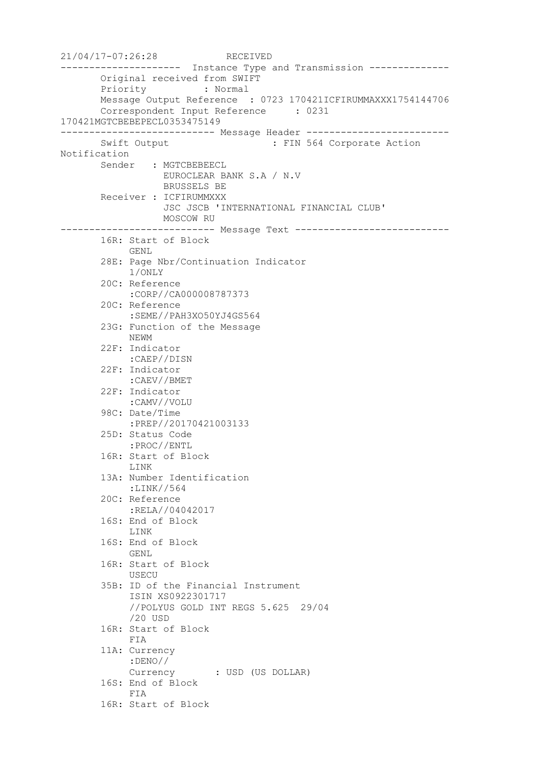```
21/04/17-07:26:28            RECEIVED
---------------------  Instance Type and Transmission --------------
       Original received from SWIFT
       Priority          : Normal
       Message Output Reference  : 0723 170421ICFIRUMMAXXX1754144706
       Correspondent Input Reference     : 0231
170421MGTCBEBEPECL0353475149
--------------------------- Message Header -------------------------
       Swift Output                    : FIN 564 Corporate Action
Notification
       Sender   : MGTCBEBEECL
                  EUROCLEAR BANK S.A / N.V
                  BRUSSELS BE
       Receiver : ICFIRUMMXXX
                  JSC JSCB 'INTERNATIONAL FINANCIAL CLUB'
                  MOSCOW RU
--------------------------- Message Text ---------------------------
       16R: Start of Block
            GENL
       28E: Page Nbr/Continuation Indicator
            1/ONLY
       20C: Reference
            :CORP//CA000008787373
       20C: Reference
            :SEME//PAH3XO50YJ4GS564
       23G: Function of the Message
            NEWM
       22F: Indicator
            :CAEP//DISN
       22F: Indicator
            :CAEV//BMET
       22F: Indicator
            :CAMV//VOLU
       98C: Date/Time
            :PREP//20170421003133
       25D: Status Code
            :PROC//ENTL
       16R: Start of Block
            LINK
       13A: Number Identification
            :LINK//564
       20C: Reference
            :RELA//04042017
       16S: End of Block
            LINK
       16S: End of Block
            GENL
       16R: Start of Block
            USECU
       35B: ID of the Financial Instrument
            ISIN XS0922301717
            //POLYUS GOLD INT REGS 5.625  29/04
            /20 USD
       16R: Start of Block
            FIA
       11A: Currency
            :DENO//
            Currency       : USD (US DOLLAR)
       16S: End of Block
            FIA
       16R: Start of Block
```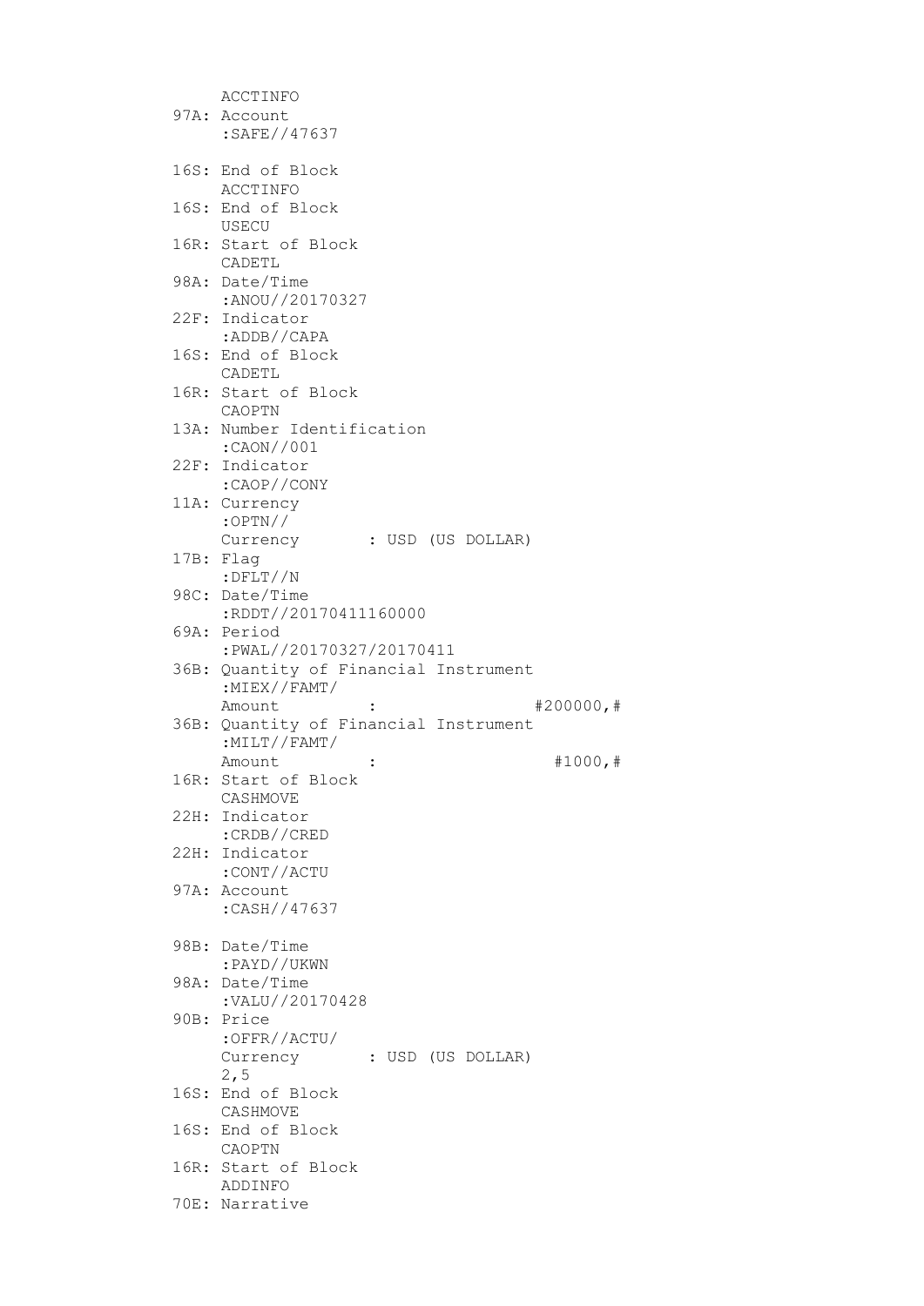```
     ACCTINFO
97A: Account
     :SAFE//47637

16S: End of Block
     ACCTINFO
16S: End of Block
     USECU
16R: Start of Block
     CADETL
98A: Date/Time
     :ANOU//20170327
22F: Indicator
     :ADDB//CAPA
16S: End of Block
     CADETL
16R: Start of Block
     CAOPTN
13A: Number Identification
     :CAON//001
22F: Indicator
     :CAOP//CONY
11A: Currency
     :OPTN//
     Currency       : USD (US DOLLAR)
17B: Flag
     :DFLT//N
98C: Date/Time
     :RDDT//20170411160000
69A: Period
     :PWAL//20170327/20170411
36B: Quantity of Financial Instrument
     :MIEX//FAMT/
     Amount         :                #200000,#
36B: Quantity of Financial Instrument
     :MILT//FAMT/
     Amount         :                   #1000,#
16R: Start of Block
     CASHMOVE
22H: Indicator
     :CRDB//CRED
22H: Indicator
     :CONT//ACTU
97A: Account
     :CASH//47637

98B: Date/Time
     :PAYD//UKWN
98A: Date/Time
     :VALU//20170428
90B: Price
     :OFFR//ACTU/
     Currency       : USD (US DOLLAR)
     2,5
16S: End of Block
     CASHMOVE
16S: End of Block
     CAOPTN
16R: Start of Block
     ADDINFO
70E: Narrative
```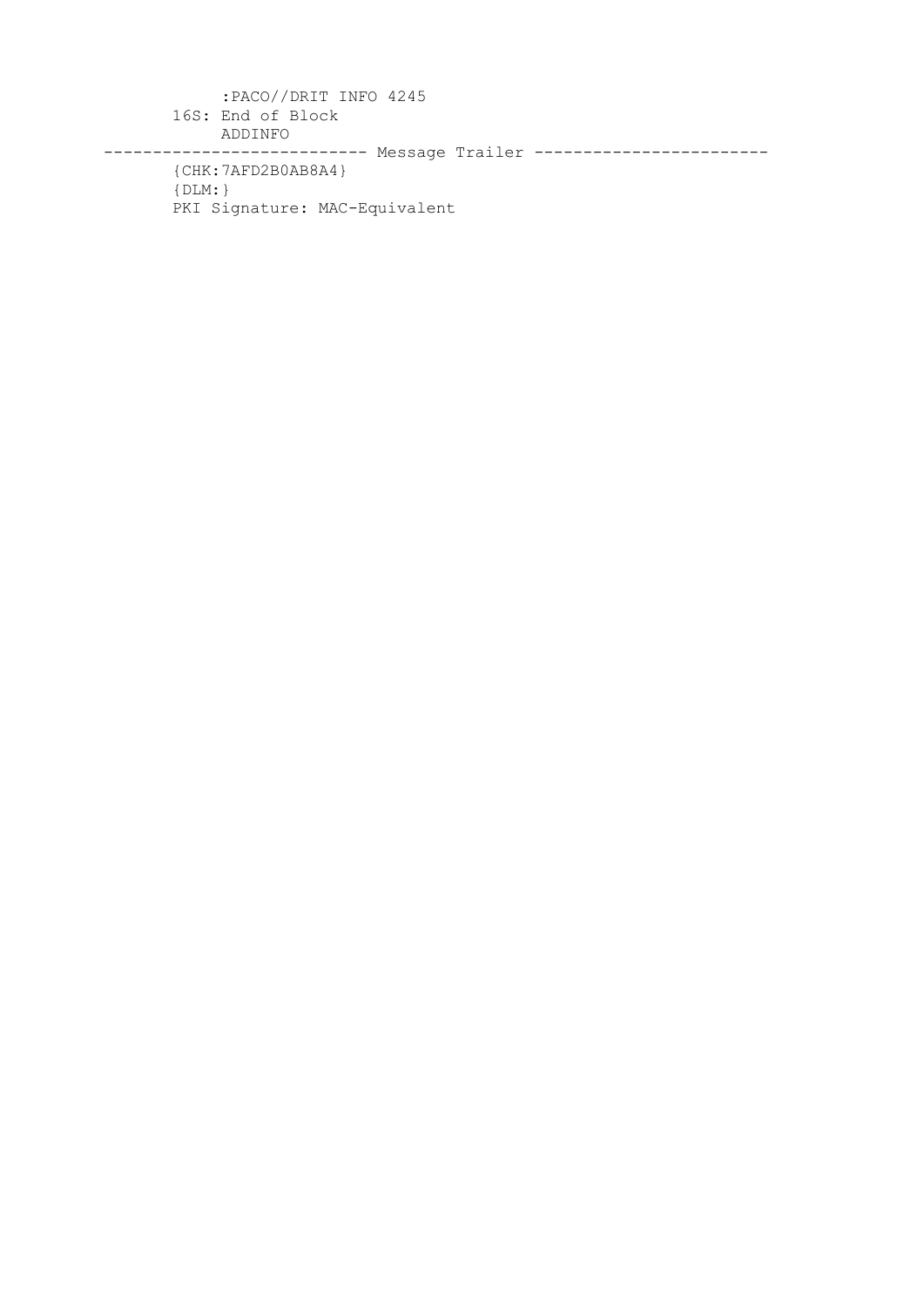```
            :PACO//DRIT INFO 4245
        16S: End of Block
            ADDINFO
---------------------------- Message Trailer ------------------------
        {CHK:7AFD2B0AB8A4}
        {DLM:}
        PKI Signature: MAC-Equivalent
```